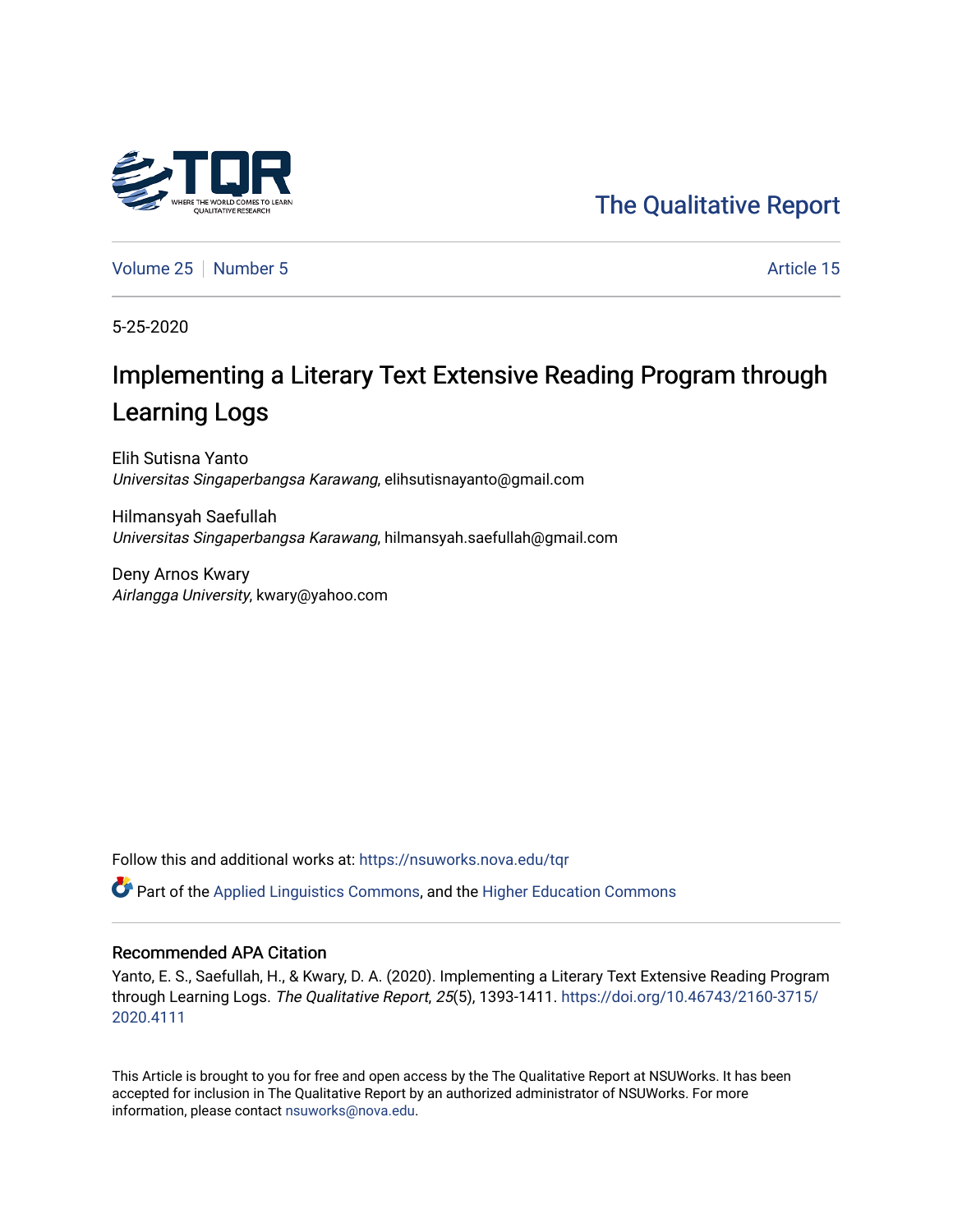The Qualitative Report

Volume 25 | Number 5 | Article 15

5-25-2020

# Implementing a Literary Text Extensive Reading Program through Learning Logs

Elih Sutisna Yanto
*Universitas Singaperbangsa Karawang*, elihsutisnayanto@gmail.com

Hilmansyah Saefullah
*Universitas Singaperbangsa Karawang*, hilmansyah.saefullah@gmail.com

Deny Arnos Kwary
*Airlangga University*, kwary@yahoo.com

Follow this and additional works at: https://nsuworks.nova.edu/tqr

Part of the Applied Linguistics Commons, and the Higher Education Commons

## Recommended APA Citation

Yanto, E. S., Saefullah, H., & Kwary, D. A. (2020). Implementing a Literary Text Extensive Reading Program through Learning Logs. *The Qualitative Report*, *25*(5), 1393-1411. https://doi.org/10.46743/2160-3715/2020.4111

This Article is brought to you for free and open access by the The Qualitative Report at NSUWorks. It has been accepted for inclusion in The Qualitative Report by an authorized administrator of NSUWorks. For more information, please contact nsuworks@nova.edu.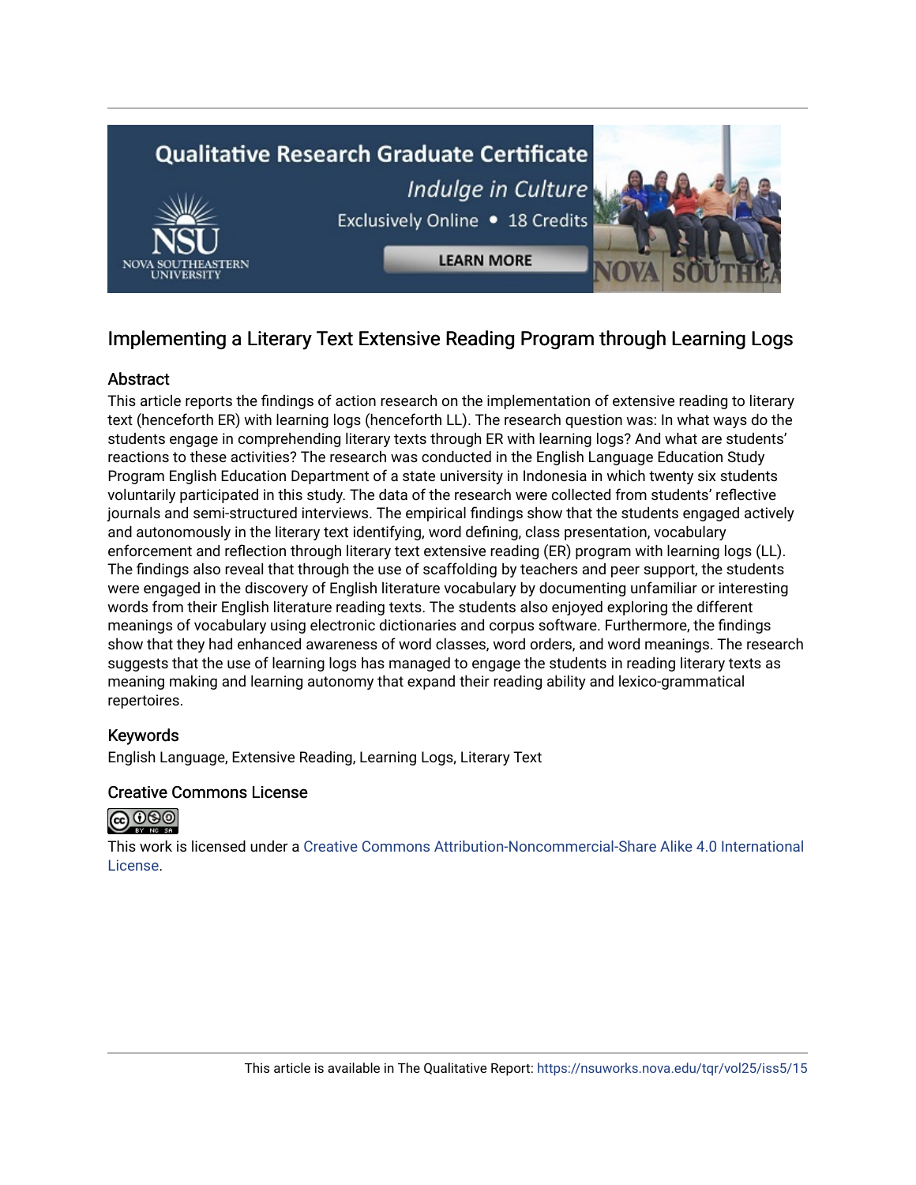## Implementing a Literary Text Extensive Reading Program through Learning Logs

### Abstract

This article reports the findings of action research on the implementation of extensive reading to literary text (henceforth ER) with learning logs (henceforth LL). The research question was: In what ways do the students engage in comprehending literary texts through ER with learning logs? And what are students' reactions to these activities? The research was conducted in the English Language Education Study Program English Education Department of a state university in Indonesia in which twenty six students voluntarily participated in this study. The data of the research were collected from students' reflective journals and semi-structured interviews. The empirical findings show that the students engaged actively and autonomously in the literary text identifying, word defining, class presentation, vocabulary enforcement and reflection through literary text extensive reading (ER) program with learning logs (LL). The findings also reveal that through the use of scaffolding by teachers and peer support, the students were engaged in the discovery of English literature vocabulary by documenting unfamiliar or interesting words from their English literature reading texts. The students also enjoyed exploring the different meanings of vocabulary using electronic dictionaries and corpus software. Furthermore, the findings show that they had enhanced awareness of word classes, word orders, and word meanings. The research suggests that the use of learning logs has managed to engage the students in reading literary texts as meaning making and learning autonomy that expand their reading ability and lexico-grammatical repertoires.

### Keywords

English Language, Extensive Reading, Learning Logs, Literary Text

### Creative Commons License

This work is licensed under a Creative Commons Attribution-Noncommercial-Share Alike 4.0 International License.

This article is available in The Qualitative Report: https://nsuworks.nova.edu/tqr/vol25/iss5/15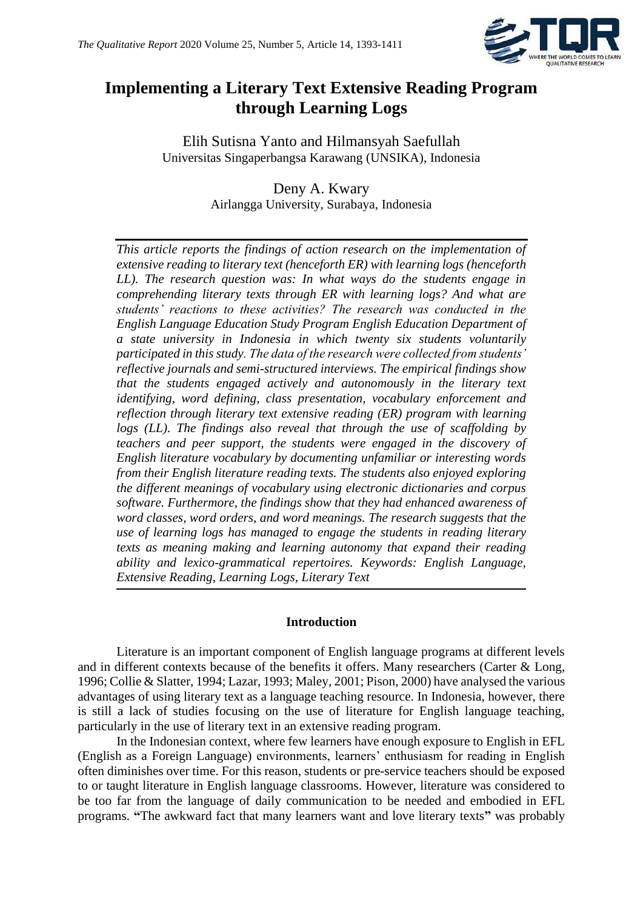# Implementing a Literary Text Extensive Reading Program through Learning Logs

Elih Sutisna Yanto and Hilmansyah Saefullah
Universitas Singaperbangsa Karawang (UNSIKA), Indonesia

Deny A. Kwary
Airlangga University, Surabaya, Indonesia

*This article reports the findings of action research on the implementation of extensive reading to literary text (henceforth ER) with learning logs (henceforth LL). The research question was: In what ways do the students engage in comprehending literary texts through ER with learning logs? And what are students' reactions to these activities? The research was conducted in the English Language Education Study Program English Education Department of a state university in Indonesia in which twenty six students voluntarily participated in this study. The data of the research were collected from students' reflective journals and semi-structured interviews. The empirical findings show that the students engaged actively and autonomously in the literary text identifying, word defining, class presentation, vocabulary enforcement and reflection through literary text extensive reading (ER) program with learning logs (LL). The findings also reveal that through the use of scaffolding by teachers and peer support, the students were engaged in the discovery of English literature vocabulary by documenting unfamiliar or interesting words from their English literature reading texts. The students also enjoyed exploring the different meanings of vocabulary using electronic dictionaries and corpus software. Furthermore, the findings show that they had enhanced awareness of word classes, word orders, and word meanings. The research suggests that the use of learning logs has managed to engage the students in reading literary texts as meaning making and learning autonomy that expand their reading ability and lexico-grammatical repertoires. Keywords: English Language, Extensive Reading, Learning Logs, Literary Text*

## Introduction

Literature is an important component of English language programs at different levels and in different contexts because of the benefits it offers. Many researchers (Carter & Long, 1996; Collie & Slatter, 1994; Lazar, 1993; Maley, 2001; Pison, 2000) have analysed the various advantages of using literary text as a language teaching resource. In Indonesia, however, there is still a lack of studies focusing on the use of literature for English language teaching, particularly in the use of literary text in an extensive reading program.

In the Indonesian context, where few learners have enough exposure to English in EFL (English as a Foreign Language) environments, learners' enthusiasm for reading in English often diminishes over time. For this reason, students or pre-service teachers should be exposed to or taught literature in English language classrooms. However, literature was considered to be too far from the language of daily communication to be needed and embodied in EFL programs. **"**The awkward fact that many learners want and love literary texts**"** was probably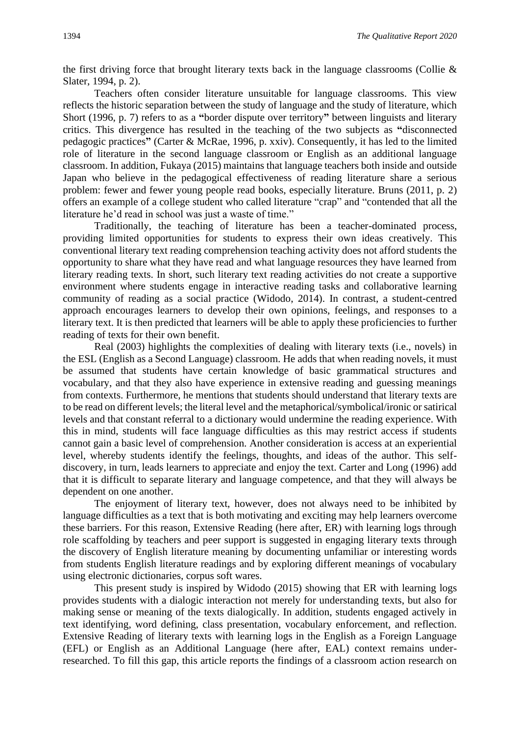the first driving force that brought literary texts back in the language classrooms (Collie & Slater, 1994, p. 2).

Teachers often consider literature unsuitable for language classrooms. This view reflects the historic separation between the study of language and the study of literature, which Short (1996, p. 7) refers to as a **"**border dispute over territory**"** between linguists and literary critics. This divergence has resulted in the teaching of the two subjects as **"**disconnected pedagogic practices**"** (Carter & McRae, 1996, p. xxiv). Consequently, it has led to the limited role of literature in the second language classroom or English as an additional language classroom. In addition, Fukaya (2015) maintains that language teachers both inside and outside Japan who believe in the pedagogical effectiveness of reading literature share a serious problem: fewer and fewer young people read books, especially literature. Bruns (2011, p. 2) offers an example of a college student who called literature "crap" and "contended that all the literature he'd read in school was just a waste of time."

Traditionally, the teaching of literature has been a teacher-dominated process, providing limited opportunities for students to express their own ideas creatively. This conventional literary text reading comprehension teaching activity does not afford students the opportunity to share what they have read and what language resources they have learned from literary reading texts. In short, such literary text reading activities do not create a supportive environment where students engage in interactive reading tasks and collaborative learning community of reading as a social practice (Widodo, 2014). In contrast, a student-centred approach encourages learners to develop their own opinions, feelings, and responses to a literary text. It is then predicted that learners will be able to apply these proficiencies to further reading of texts for their own benefit.

Real (2003) highlights the complexities of dealing with literary texts (i.e., novels) in the ESL (English as a Second Language) classroom. He adds that when reading novels, it must be assumed that students have certain knowledge of basic grammatical structures and vocabulary, and that they also have experience in extensive reading and guessing meanings from contexts. Furthermore, he mentions that students should understand that literary texts are to be read on different levels; the literal level and the metaphorical/symbolical/ironic or satirical levels and that constant referral to a dictionary would undermine the reading experience. With this in mind, students will face language difficulties as this may restrict access if students cannot gain a basic level of comprehension. Another consideration is access at an experiential level, whereby students identify the feelings, thoughts, and ideas of the author. This self-discovery, in turn, leads learners to appreciate and enjoy the text. Carter and Long (1996) add that it is difficult to separate literary and language competence, and that they will always be dependent on one another.

The enjoyment of literary text, however, does not always need to be inhibited by language difficulties as a text that is both motivating and exciting may help learners overcome these barriers. For this reason, Extensive Reading (here after, ER) with learning logs through role scaffolding by teachers and peer support is suggested in engaging literary texts through the discovery of English literature meaning by documenting unfamiliar or interesting words from students English literature readings and by exploring different meanings of vocabulary using electronic dictionaries, corpus soft wares.

This present study is inspired by Widodo (2015) showing that ER with learning logs provides students with a dialogic interaction not merely for understanding texts, but also for making sense or meaning of the texts dialogically. In addition, students engaged actively in text identifying, word defining, class presentation, vocabulary enforcement, and reflection. Extensive Reading of literary texts with learning logs in the English as a Foreign Language (EFL) or English as an Additional Language (here after, EAL) context remains under-researched. To fill this gap, this article reports the findings of a classroom action research on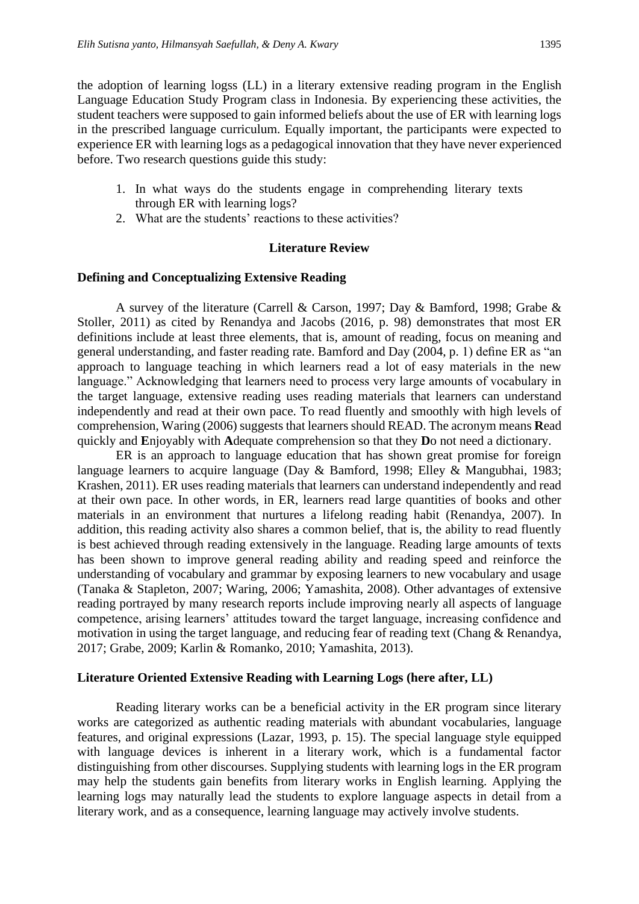the adoption of learning logss (LL) in a literary extensive reading program in the English Language Education Study Program class in Indonesia. By experiencing these activities, the student teachers were supposed to gain informed beliefs about the use of ER with learning logs in the prescribed language curriculum. Equally important, the participants were expected to experience ER with learning logs as a pedagogical innovation that they have never experienced before. Two research questions guide this study:

1. In what ways do the students engage in comprehending literary texts through ER with learning logs?
2. What are the students' reactions to these activities?

## Literature Review

### Defining and Conceptualizing Extensive Reading

A survey of the literature (Carrell & Carson, 1997; Day & Bamford, 1998; Grabe & Stoller, 2011) as cited by Renandya and Jacobs (2016, p. 98) demonstrates that most ER definitions include at least three elements, that is, amount of reading, focus on meaning and general understanding, and faster reading rate. Bamford and Day (2004, p. 1) define ER as "an approach to language teaching in which learners read a lot of easy materials in the new language." Acknowledging that learners need to process very large amounts of vocabulary in the target language, extensive reading uses reading materials that learners can understand independently and read at their own pace. To read fluently and smoothly with high levels of comprehension, Waring (2006) suggests that learners should READ. The acronym means **R**ead quickly and **E**njoyably with **A**dequate comprehension so that they **D**o not need a dictionary.

ER is an approach to language education that has shown great promise for foreign language learners to acquire language (Day & Bamford, 1998; Elley & Mangubhai, 1983; Krashen, 2011). ER uses reading materials that learners can understand independently and read at their own pace. In other words, in ER, learners read large quantities of books and other materials in an environment that nurtures a lifelong reading habit (Renandya, 2007). In addition, this reading activity also shares a common belief, that is, the ability to read fluently is best achieved through reading extensively in the language. Reading large amounts of texts has been shown to improve general reading ability and reading speed and reinforce the understanding of vocabulary and grammar by exposing learners to new vocabulary and usage (Tanaka & Stapleton, 2007; Waring, 2006; Yamashita, 2008). Other advantages of extensive reading portrayed by many research reports include improving nearly all aspects of language competence, arising learners' attitudes toward the target language, increasing confidence and motivation in using the target language, and reducing fear of reading text (Chang & Renandya, 2017; Grabe, 2009; Karlin & Romanko, 2010; Yamashita, 2013).

### Literature Oriented Extensive Reading with Learning Logs (here after, LL)

Reading literary works can be a beneficial activity in the ER program since literary works are categorized as authentic reading materials with abundant vocabularies, language features, and original expressions (Lazar, 1993, p. 15). The special language style equipped with language devices is inherent in a literary work, which is a fundamental factor distinguishing from other discourses. Supplying students with learning logs in the ER program may help the students gain benefits from literary works in English learning. Applying the learning logs may naturally lead the students to explore language aspects in detail from a literary work, and as a consequence, learning language may actively involve students.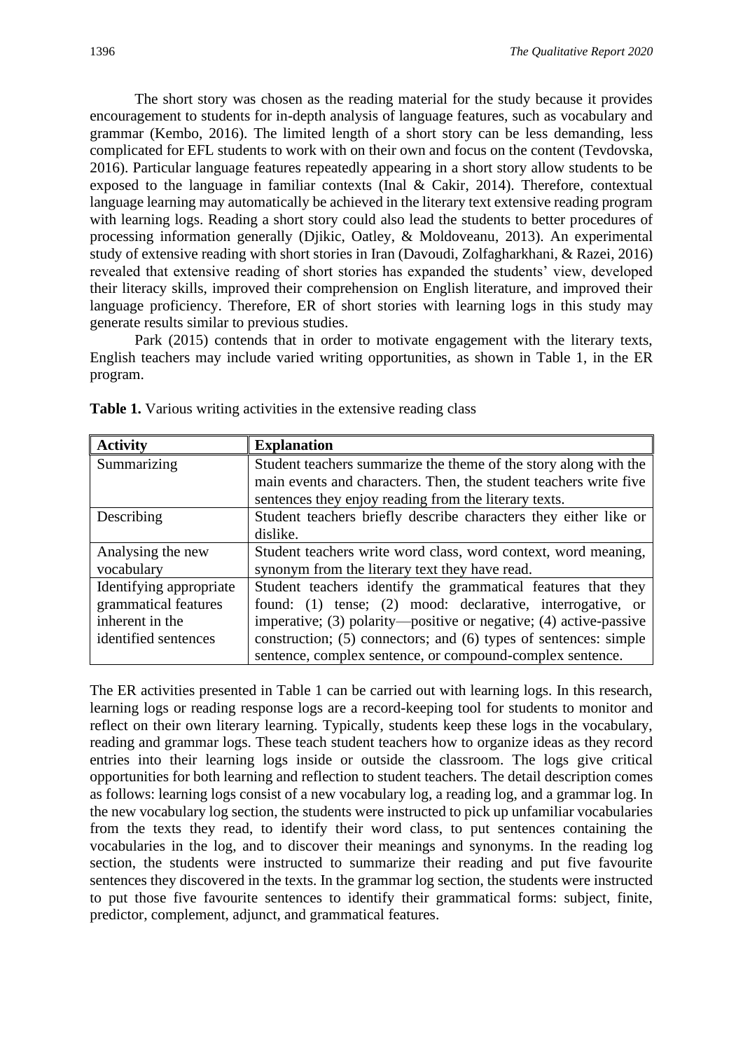The short story was chosen as the reading material for the study because it provides encouragement to students for in-depth analysis of language features, such as vocabulary and grammar (Kembo, 2016). The limited length of a short story can be less demanding, less complicated for EFL students to work with on their own and focus on the content (Tevdovska, 2016). Particular language features repeatedly appearing in a short story allow students to be exposed to the language in familiar contexts (Inal & Cakir, 2014). Therefore, contextual language learning may automatically be achieved in the literary text extensive reading program with learning logs. Reading a short story could also lead the students to better procedures of processing information generally (Djikic, Oatley, & Moldoveanu, 2013). An experimental study of extensive reading with short stories in Iran (Davoudi, Zolfagharkhani, & Razei, 2016) revealed that extensive reading of short stories has expanded the students' view, developed their literacy skills, improved their comprehension on English literature, and improved their language proficiency. Therefore, ER of short stories with learning logs in this study may generate results similar to previous studies.

Park (2015) contends that in order to motivate engagement with the literary texts, English teachers may include varied writing opportunities, as shown in Table 1, in the ER program.

**Table 1.** Various writing activities in the extensive reading class

| **Activity** | **Explanation** |
|---|---|
| Summarizing | Student teachers summarize the theme of the story along with the main events and characters. Then, the student teachers write five sentences they enjoy reading from the literary texts. |
| Describing | Student teachers briefly describe characters they either like or dislike. |
| Analysing the new vocabulary | Student teachers write word class, word context, word meaning, synonym from the literary text they have read. |
| Identifying appropriate grammatical features inherent in the identified sentences | Student teachers identify the grammatical features that they found: (1) tense; (2) mood: declarative, interrogative, or imperative; (3) polarity—positive or negative; (4) active-passive construction; (5) connectors; and (6) types of sentences: simple sentence, complex sentence, or compound-complex sentence. |

The ER activities presented in Table 1 can be carried out with learning logs. In this research, learning logs or reading response logs are a record-keeping tool for students to monitor and reflect on their own literary learning. Typically, students keep these logs in the vocabulary, reading and grammar logs. These teach student teachers how to organize ideas as they record entries into their learning logs inside or outside the classroom. The logs give critical opportunities for both learning and reflection to student teachers. The detail description comes as follows: learning logs consist of a new vocabulary log, a reading log, and a grammar log. In the new vocabulary log section, the students were instructed to pick up unfamiliar vocabularies from the texts they read, to identify their word class, to put sentences containing the vocabularies in the log, and to discover their meanings and synonyms. In the reading log section, the students were instructed to summarize their reading and put five favourite sentences they discovered in the texts. In the grammar log section, the students were instructed to put those five favourite sentences to identify their grammatical forms: subject, finite, predictor, complement, adjunct, and grammatical features.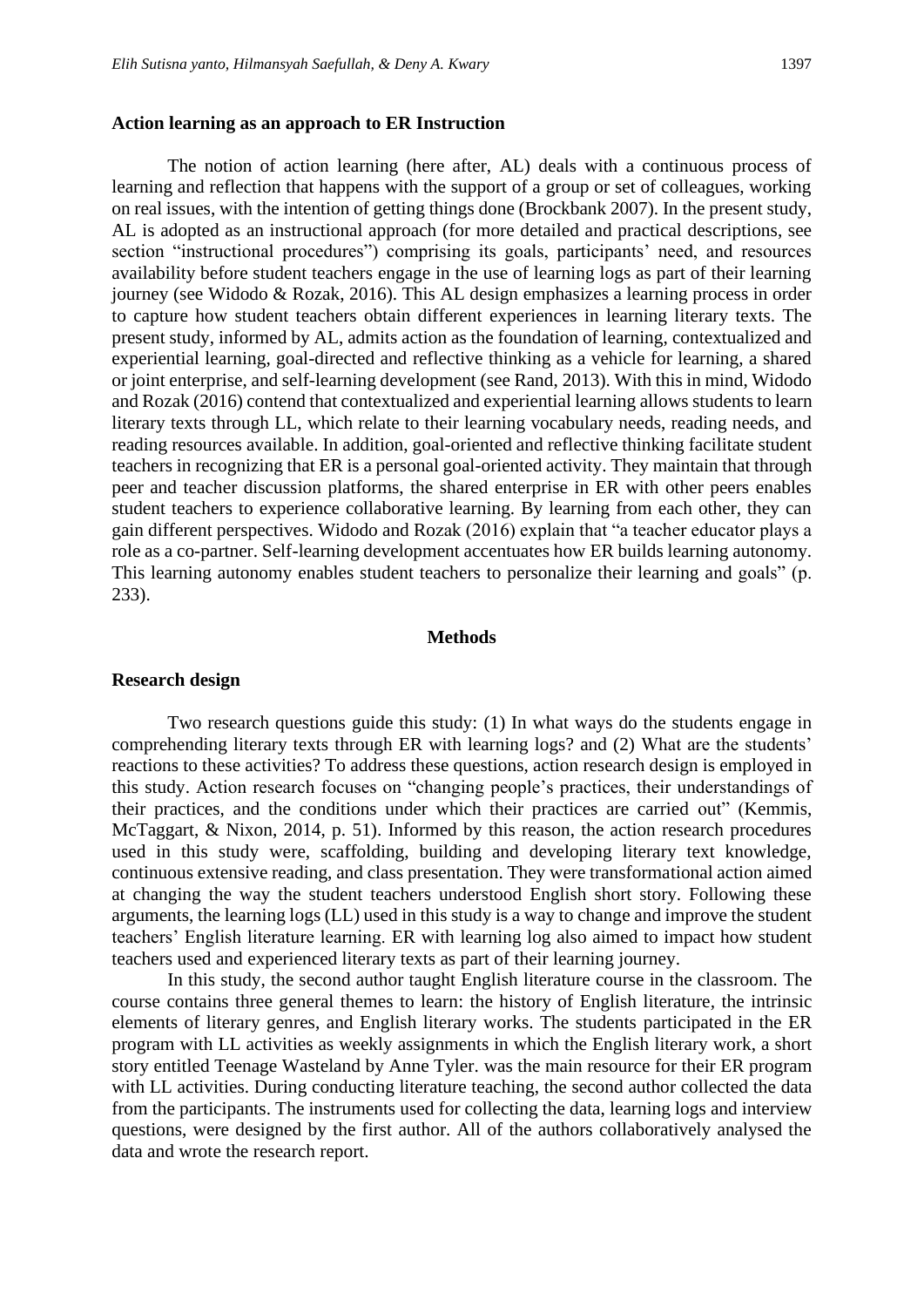### Action learning as an approach to ER Instruction

The notion of action learning (here after, AL) deals with a continuous process of learning and reflection that happens with the support of a group or set of colleagues, working on real issues, with the intention of getting things done (Brockbank 2007). In the present study, AL is adopted as an instructional approach (for more detailed and practical descriptions, see section "instructional procedures") comprising its goals, participants' need, and resources availability before student teachers engage in the use of learning logs as part of their learning journey (see Widodo & Rozak, 2016). This AL design emphasizes a learning process in order to capture how student teachers obtain different experiences in learning literary texts. The present study, informed by AL, admits action as the foundation of learning, contextualized and experiential learning, goal-directed and reflective thinking as a vehicle for learning, a shared or joint enterprise, and self-learning development (see Rand, 2013). With this in mind, Widodo and Rozak (2016) contend that contextualized and experiential learning allows students to learn literary texts through LL, which relate to their learning vocabulary needs, reading needs, and reading resources available. In addition, goal-oriented and reflective thinking facilitate student teachers in recognizing that ER is a personal goal-oriented activity. They maintain that through peer and teacher discussion platforms, the shared enterprise in ER with other peers enables student teachers to experience collaborative learning. By learning from each other, they can gain different perspectives. Widodo and Rozak (2016) explain that "a teacher educator plays a role as a co-partner. Self-learning development accentuates how ER builds learning autonomy. This learning autonomy enables student teachers to personalize their learning and goals" (p. 233).

## Methods

### Research design

Two research questions guide this study: (1) In what ways do the students engage in comprehending literary texts through ER with learning logs? and (2) What are the students' reactions to these activities? To address these questions, action research design is employed in this study. Action research focuses on "changing people's practices, their understandings of their practices, and the conditions under which their practices are carried out" (Kemmis, McTaggart, & Nixon, 2014, p. 51). Informed by this reason, the action research procedures used in this study were, scaffolding, building and developing literary text knowledge, continuous extensive reading, and class presentation. They were transformational action aimed at changing the way the student teachers understood English short story. Following these arguments, the learning logs (LL) used in this study is a way to change and improve the student teachers' English literature learning. ER with learning log also aimed to impact how student teachers used and experienced literary texts as part of their learning journey.

In this study, the second author taught English literature course in the classroom. The course contains three general themes to learn: the history of English literature, the intrinsic elements of literary genres, and English literary works. The students participated in the ER program with LL activities as weekly assignments in which the English literary work, a short story entitled Teenage Wasteland by Anne Tyler. was the main resource for their ER program with LL activities. During conducting literature teaching, the second author collected the data from the participants. The instruments used for collecting the data, learning logs and interview questions, were designed by the first author. All of the authors collaboratively analysed the data and wrote the research report.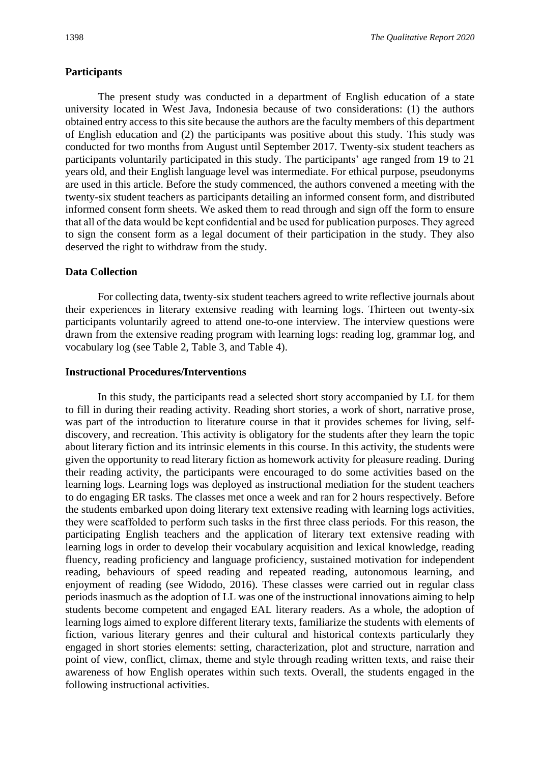## Participants

The present study was conducted in a department of English education of a state university located in West Java, Indonesia because of two considerations: (1) the authors obtained entry access to this site because the authors are the faculty members of this department of English education and (2) the participants was positive about this study. This study was conducted for two months from August until September 2017. Twenty-six student teachers as participants voluntarily participated in this study. The participants' age ranged from 19 to 21 years old, and their English language level was intermediate. For ethical purpose, pseudonyms are used in this article. Before the study commenced, the authors convened a meeting with the twenty-six student teachers as participants detailing an informed consent form, and distributed informed consent form sheets. We asked them to read through and sign off the form to ensure that all of the data would be kept confidential and be used for publication purposes. They agreed to sign the consent form as a legal document of their participation in the study. They also deserved the right to withdraw from the study.

## Data Collection

For collecting data, twenty-six student teachers agreed to write reflective journals about their experiences in literary extensive reading with learning logs. Thirteen out twenty-six participants voluntarily agreed to attend one-to-one interview. The interview questions were drawn from the extensive reading program with learning logs: reading log, grammar log, and vocabulary log (see Table 2, Table 3, and Table 4).

## Instructional Procedures/Interventions

In this study, the participants read a selected short story accompanied by LL for them to fill in during their reading activity. Reading short stories, a work of short, narrative prose, was part of the introduction to literature course in that it provides schemes for living, self-discovery, and recreation. This activity is obligatory for the students after they learn the topic about literary fiction and its intrinsic elements in this course. In this activity, the students were given the opportunity to read literary fiction as homework activity for pleasure reading. During their reading activity, the participants were encouraged to do some activities based on the learning logs. Learning logs was deployed as instructional mediation for the student teachers to do engaging ER tasks. The classes met once a week and ran for 2 hours respectively. Before the students embarked upon doing literary text extensive reading with learning logs activities, they were scaffolded to perform such tasks in the first three class periods. For this reason, the participating English teachers and the application of literary text extensive reading with learning logs in order to develop their vocabulary acquisition and lexical knowledge, reading fluency, reading proficiency and language proficiency, sustained motivation for independent reading, behaviours of speed reading and repeated reading, autonomous learning, and enjoyment of reading (see Widodo, 2016). These classes were carried out in regular class periods inasmuch as the adoption of LL was one of the instructional innovations aiming to help students become competent and engaged EAL literary readers. As a whole, the adoption of learning logs aimed to explore different literary texts, familiarize the students with elements of fiction, various literary genres and their cultural and historical contexts particularly they engaged in short stories elements: setting, characterization, plot and structure, narration and point of view, conflict, climax, theme and style through reading written texts, and raise their awareness of how English operates within such texts. Overall, the students engaged in the following instructional activities.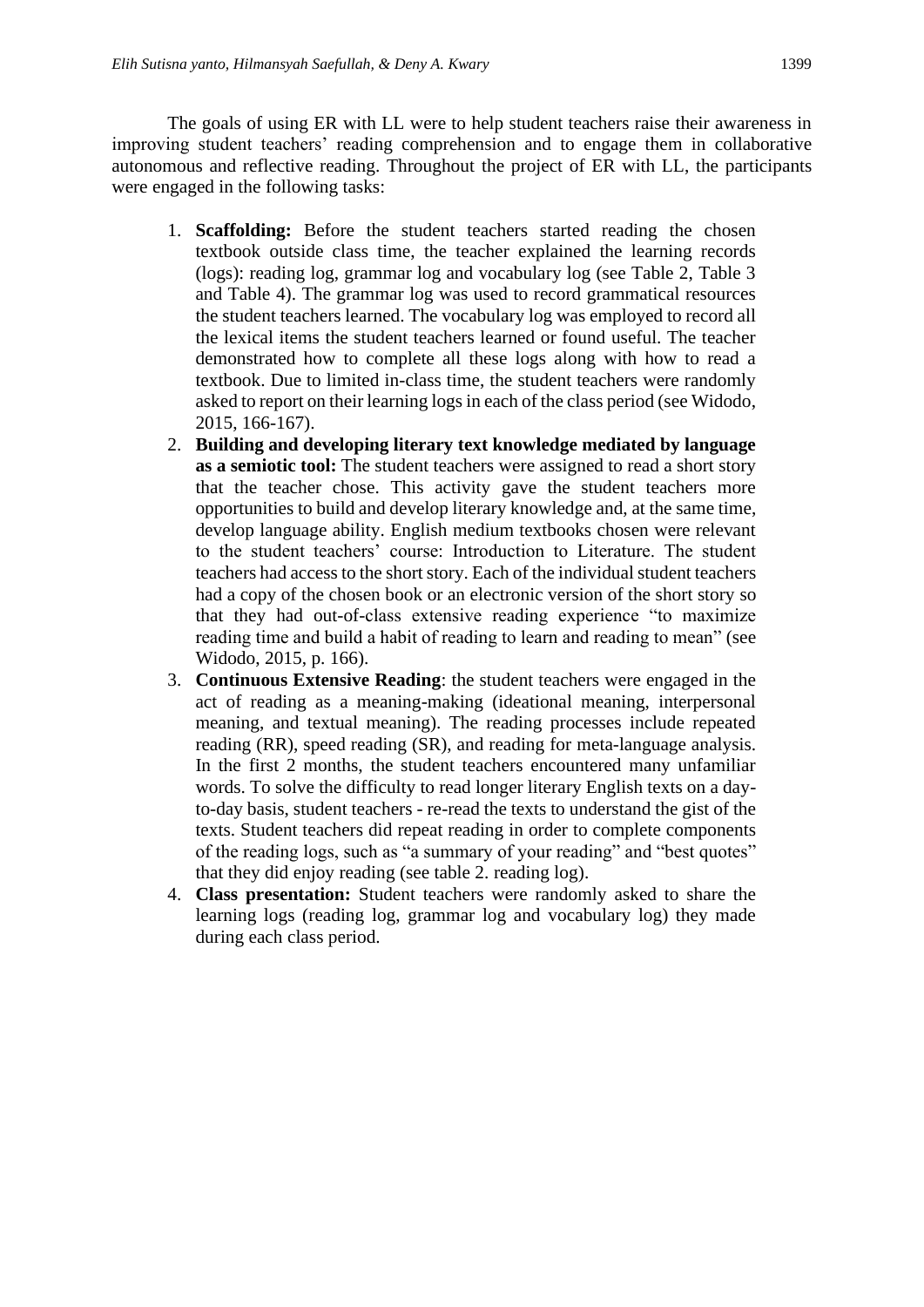The goals of using ER with LL were to help student teachers raise their awareness in improving student teachers' reading comprehension and to engage them in collaborative autonomous and reflective reading. Throughout the project of ER with LL, the participants were engaged in the following tasks:

1. **Scaffolding:** Before the student teachers started reading the chosen textbook outside class time, the teacher explained the learning records (logs): reading log, grammar log and vocabulary log (see Table 2, Table 3 and Table 4). The grammar log was used to record grammatical resources the student teachers learned. The vocabulary log was employed to record all the lexical items the student teachers learned or found useful. The teacher demonstrated how to complete all these logs along with how to read a textbook. Due to limited in-class time, the student teachers were randomly asked to report on their learning logs in each of the class period (see Widodo, 2015, 166-167).
2. **Building and developing literary text knowledge mediated by language as a semiotic tool:** The student teachers were assigned to read a short story that the teacher chose. This activity gave the student teachers more opportunities to build and develop literary knowledge and, at the same time, develop language ability. English medium textbooks chosen were relevant to the student teachers' course: Introduction to Literature. The student teachers had access to the short story. Each of the individual student teachers had a copy of the chosen book or an electronic version of the short story so that they had out-of-class extensive reading experience "to maximize reading time and build a habit of reading to learn and reading to mean" (see Widodo, 2015, p. 166).
3. **Continuous Extensive Reading**: the student teachers were engaged in the act of reading as a meaning-making (ideational meaning, interpersonal meaning, and textual meaning). The reading processes include repeated reading (RR), speed reading (SR), and reading for meta-language analysis. In the first 2 months, the student teachers encountered many unfamiliar words. To solve the difficulty to read longer literary English texts on a day-to-day basis, student teachers - re-read the texts to understand the gist of the texts. Student teachers did repeat reading in order to complete components of the reading logs, such as "a summary of your reading" and "best quotes" that they did enjoy reading (see table 2. reading log).
4. **Class presentation:** Student teachers were randomly asked to share the learning logs (reading log, grammar log and vocabulary log) they made during each class period.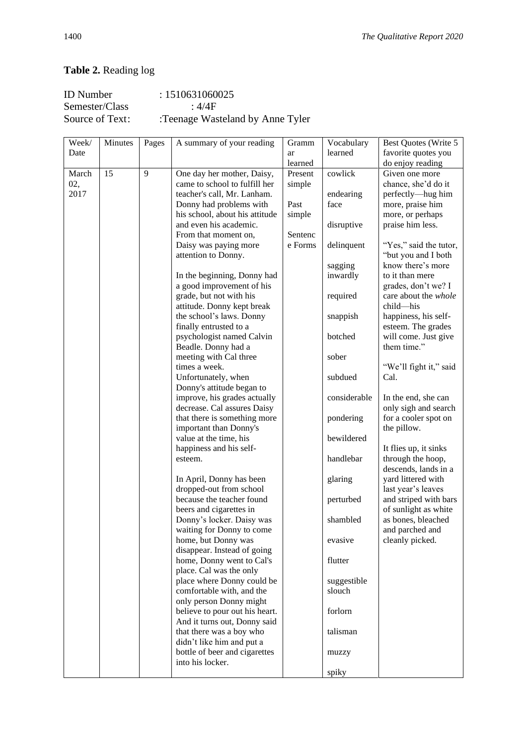**Table 2.** Reading log

ID Number : 1510631060025
Semester/Class : 4/4F
Source of Text: :Teenage Wasteland by Anne Tyler

| Week/ Date | Minutes | Pages | A summary of your reading | Grammar learned | Vocabulary learned | Best Quotes (Write 5 favorite quotes you do enjoy reading |
|---|---|---|---|---|---|---|
| March 02, 2017 | 15 | 9 | One day her mother, Daisy, came to school to fulfill her teacher's call, Mr. Lanham. Donny had problems with his school, about his attitude and even his academic. From that moment on, Daisy was paying more attention to Donny.<br><br>In the beginning, Donny had a good improvement of his grade, but not with his attitude. Donny kept break the school's laws. Donny finally entrusted to a psychologist named Calvin Beadle. Donny had a meeting with Cal three times a week. Unfortunately, when Donny's attitude began to improve, his grades actually decrease. Cal assures Daisy that there is something more important than Donny's value at the time, his happiness and his self-esteem.<br><br>In April, Donny has been dropped-out from school because the teacher found beers and cigarettes in Donny's locker. Daisy was waiting for Donny to come home, but Donny was disappear. Instead of going home, Donny went to Cal's place. Cal was the only place where Donny could be comfortable with, and the only person Donny might believe to pour out his heart. And it turns out, Donny said that there was a boy who didn't like him and put a bottle of beer and cigarettes into his locker. | Present simple<br><br>Past simple<br><br>Sentence Forms | cowlick<br><br>endearing face<br><br>disruptive<br><br>delinquent<br><br>sagging inwardly<br><br>required<br><br>snappish<br><br>botched<br><br>sober<br><br>subdued<br><br>considerable<br><br>pondering<br><br>bewildered<br><br>handlebar<br><br>glaring<br><br>perturbed<br><br>shambled<br><br>evasive<br><br>flutter<br><br>suggestible slouch<br><br>forlorn<br><br>talisman<br><br>muzzy<br><br>spiky | Given one more chance, she'd do it perfectly—hug him more, praise him more, or perhaps praise him less.<br><br>"Yes," said the tutor, "but you and I both know there's more to it than mere grades, don't we? I care about the *whole* child—his happiness, his self-esteem. The grades will come. Just give them time."<br><br>"We'll fight it," said Cal.<br><br>In the end, she can only sigh and search for a cooler spot on the pillow.<br><br>It flies up, it sinks through the hoop, descends, lands in a yard littered with last year's leaves and striped with bars of sunlight as white as bones, bleached and parched and cleanly picked. |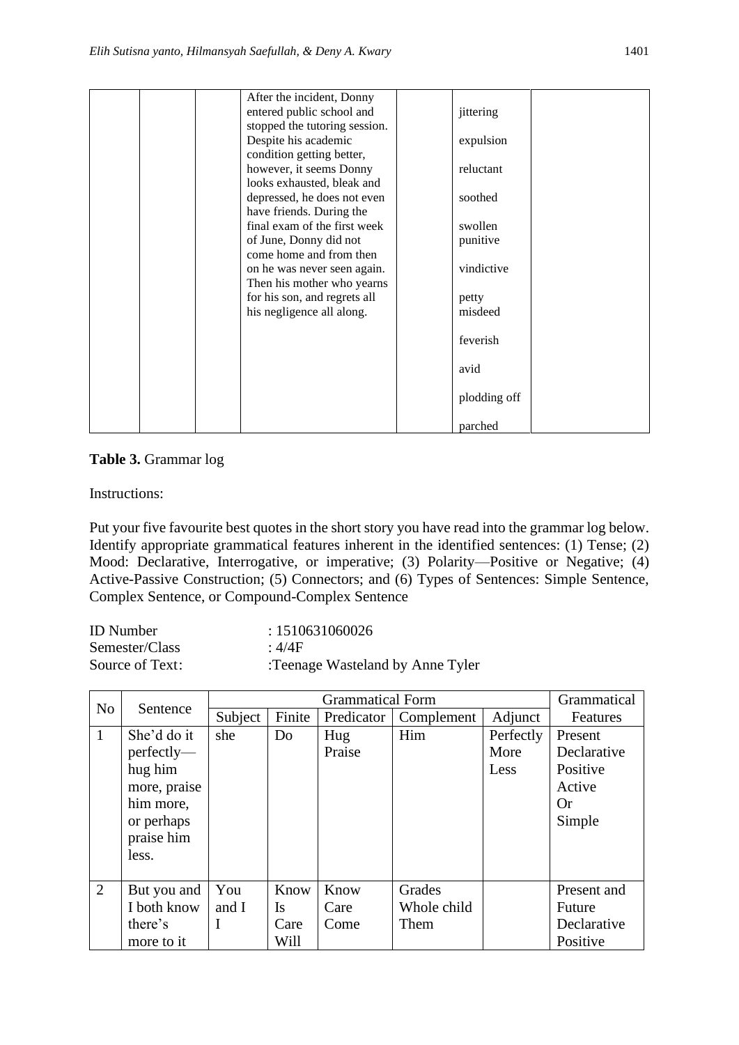|  |  |  | After the incident, Donny entered public school and stopped the tutoring session. Despite his academic condition getting better, however, it seems Donny looks exhausted, bleak and depressed, he does not even have friends. During the final exam of the first week of June, Donny did not come home and from then on he was never seen again. Then his mother who yearns for his son, and regrets all his negligence all along. |  | jittering<br>expulsion<br>reluctant<br>soothed<br>swollen<br>punitive<br>vindictive<br>petty<br>misdeed<br>feverish<br>avid<br>plodding off<br>parched |  |
|---|---|---|---|---|---|---|

**Table 3.** Grammar log

Instructions:

Put your five favourite best quotes in the short story you have read into the grammar log below. Identify appropriate grammatical features inherent in the identified sentences: (1) Tense; (2) Mood: Declarative, Interrogative, or imperative; (3) Polarity—Positive or Negative; (4) Active-Passive Construction; (5) Connectors; and (6) Types of Sentences: Simple Sentence, Complex Sentence, or Compound-Complex Sentence

ID Number : 1510631060026
Semester/Class : 4/4F
Source of Text: :Teenage Wasteland by Anne Tyler

| No | Sentence | Grammatical Form |  |  |  |  | Grammatical Features |
|---|---|---|---|---|---|---|---|
|  |  | Subject | Finite | Predicator | Complement | Adjunct |  |
| 1 | She'd do it perfectly—hug him more, praise him more, or perhaps praise him less. | she | Do | Hug<br>Praise | Him | Perfectly<br>More<br>Less | Present<br>Declarative<br>Positive<br>Active<br>Or<br>Simple |
| 2 | But you and I both know there's more to it | You and I<br>I | Know<br>Is<br>Care<br>Will | Know<br>Care<br>Come | Grades<br>Whole child<br>Them |  | Present and Future<br>Declarative<br>Positive |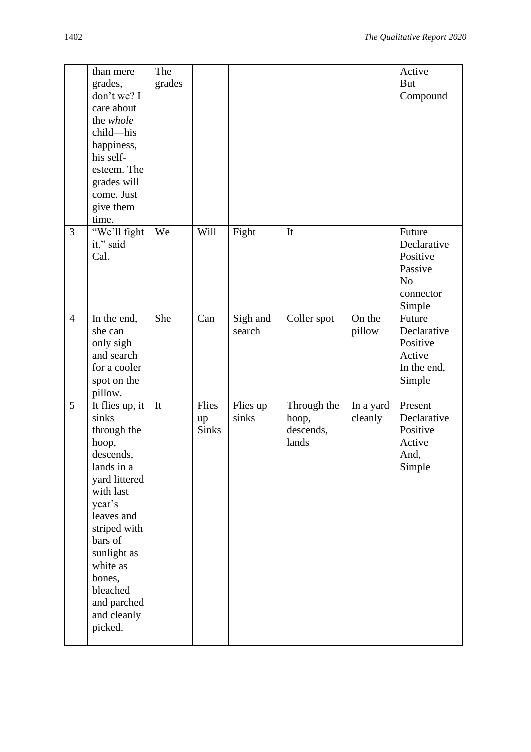|  | than mere grades, don't we? I care about the *whole* child—his happiness, his self-esteem. The grades will come. Just give them time. | The grades |  |  |  |  | Active But Compound |
|---|---|---|---|---|---|---|---|
| 3 | "We'll fight it," said Cal. | We | Will | Fight | It |  | Future Declarative Positive Passive No connector Simple |
| 4 | In the end, she can only sigh and search for a cooler spot on the pillow. | She | Can | Sigh and search | Coller spot | On the pillow | Future Declarative Positive Active In the end, Simple |
| 5 | It flies up, it sinks through the hoop, descends, lands in a yard littered with last year's leaves and striped with bars of sunlight as white as bones, bleached and parched and cleanly picked. | It | Flies up Sinks | Flies up sinks | Through the hoop, descends, lands | In a yard cleanly | Present Declarative Positive Active And, Simple |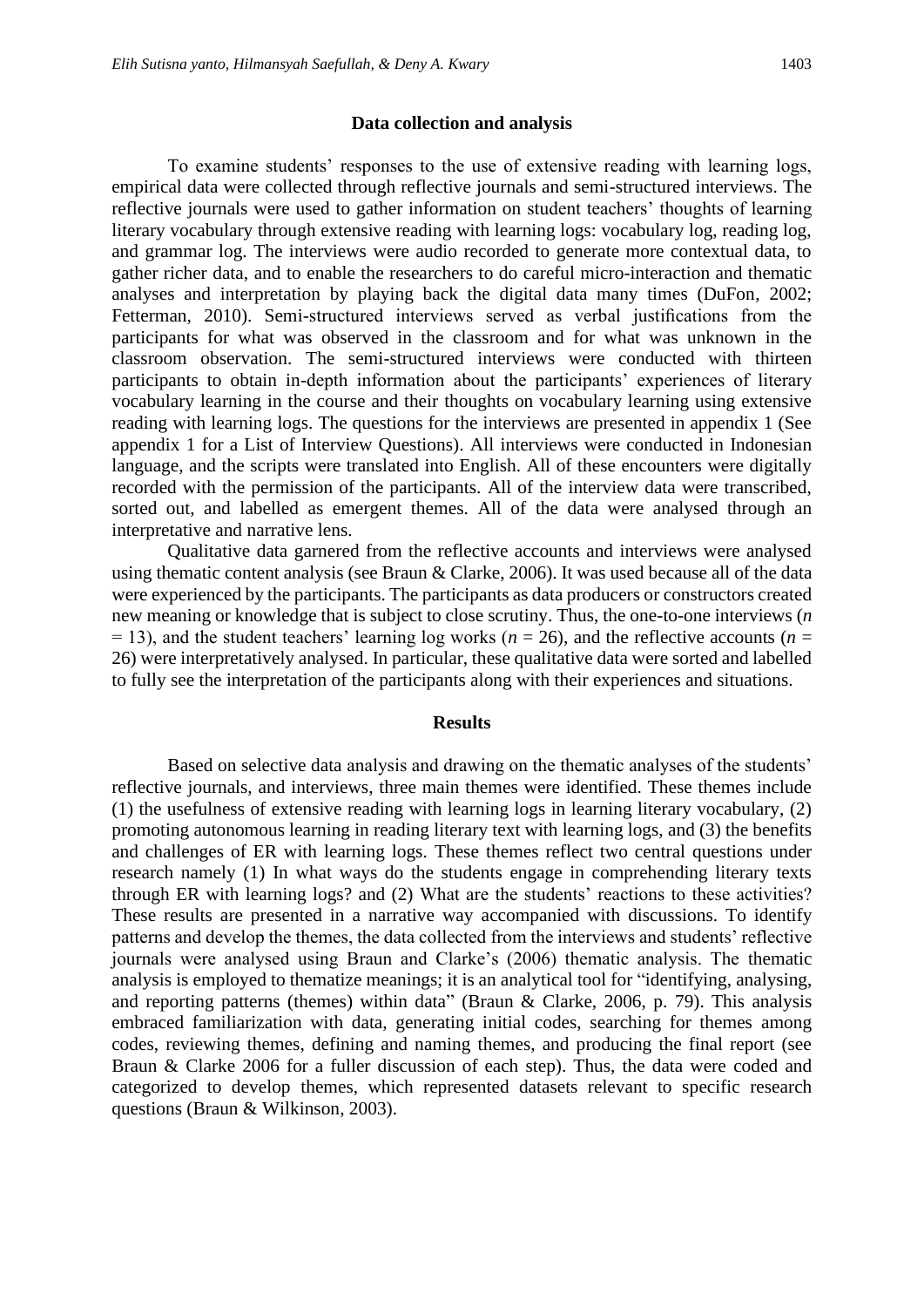## Data collection and analysis

To examine students' responses to the use of extensive reading with learning logs, empirical data were collected through reflective journals and semi-structured interviews. The reflective journals were used to gather information on student teachers' thoughts of learning literary vocabulary through extensive reading with learning logs: vocabulary log, reading log, and grammar log. The interviews were audio recorded to generate more contextual data, to gather richer data, and to enable the researchers to do careful micro-interaction and thematic analyses and interpretation by playing back the digital data many times (DuFon, 2002; Fetterman, 2010). Semi-structured interviews served as verbal justifications from the participants for what was observed in the classroom and for what was unknown in the classroom observation. The semi-structured interviews were conducted with thirteen participants to obtain in-depth information about the participants' experiences of literary vocabulary learning in the course and their thoughts on vocabulary learning using extensive reading with learning logs. The questions for the interviews are presented in appendix 1 (See appendix 1 for a List of Interview Questions). All interviews were conducted in Indonesian language, and the scripts were translated into English. All of these encounters were digitally recorded with the permission of the participants. All of the interview data were transcribed, sorted out, and labelled as emergent themes. All of the data were analysed through an interpretative and narrative lens.

Qualitative data garnered from the reflective accounts and interviews were analysed using thematic content analysis (see Braun & Clarke, 2006). It was used because all of the data were experienced by the participants. The participants as data producers or constructors created new meaning or knowledge that is subject to close scrutiny. Thus, the one-to-one interviews ($n = 13$), and the student teachers' learning log works ($n = 26$), and the reflective accounts ($n = 26$) were interpretatively analysed. In particular, these qualitative data were sorted and labelled to fully see the interpretation of the participants along with their experiences and situations.

## Results

Based on selective data analysis and drawing on the thematic analyses of the students' reflective journals, and interviews, three main themes were identified. These themes include (1) the usefulness of extensive reading with learning logs in learning literary vocabulary, (2) promoting autonomous learning in reading literary text with learning logs, and (3) the benefits and challenges of ER with learning logs. These themes reflect two central questions under research namely (1) In what ways do the students engage in comprehending literary texts through ER with learning logs? and (2) What are the students' reactions to these activities? These results are presented in a narrative way accompanied with discussions. To identify patterns and develop the themes, the data collected from the interviews and students' reflective journals were analysed using Braun and Clarke's (2006) thematic analysis. The thematic analysis is employed to thematize meanings; it is an analytical tool for "identifying, analysing, and reporting patterns (themes) within data" (Braun & Clarke, 2006, p. 79). This analysis embraced familiarization with data, generating initial codes, searching for themes among codes, reviewing themes, defining and naming themes, and producing the final report (see Braun & Clarke 2006 for a fuller discussion of each step). Thus, the data were coded and categorized to develop themes, which represented datasets relevant to specific research questions (Braun & Wilkinson, 2003).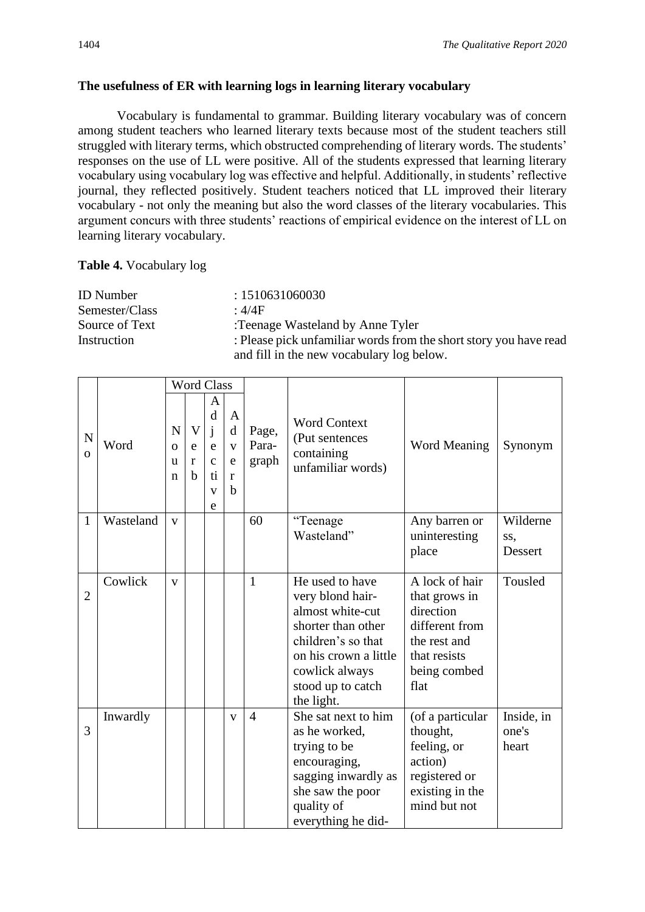**The usefulness of ER with learning logs in learning literary vocabulary**

Vocabulary is fundamental to grammar. Building literary vocabulary was of concern among student teachers who learned literary texts because most of the student teachers still struggled with literary terms, which obstructed comprehending of literary words. The students' responses on the use of LL were positive. All of the students expressed that learning literary vocabulary using vocabulary log was effective and helpful. Additionally, in students' reflective journal, they reflected positively. Student teachers noticed that LL improved their literary vocabulary - not only the meaning but also the word classes of the literary vocabularies. This argument concurs with three students' reactions of empirical evidence on the interest of LL on learning literary vocabulary.

**Table 4.** Vocabulary log

ID Number : 1510631060030
Semester/Class : 4/4F
Source of Text :Teenage Wasteland by Anne Tyler
Instruction : Please pick unfamiliar words from the short story you have read and fill in the new vocabulary log below.

| No | Word | Word Class | | | | Page, Para-graph | Word Context (Put sentences containing unfamiliar words) | Word Meaning | Synonym |
|---|---|---|---|---|---|---|---|---|---|
| | | Noun | Verb | Adjective | Adverb | | | | |
| 1 | Wasteland | v | | | | 60 | "Teenage Wasteland" | Any barren or uninteresting place | Wilderness, Dessert |
| 2 | Cowlick | v | | | | 1 | He used to have very blond hair-almost white-cut shorter than other children's so that on his crown a little cowlick always stood up to catch the light. | A lock of hair that grows in direction different from the rest and that resists being combed flat | Tousled |
| 3 | Inwardly | | | | v | 4 | She sat next to him as he worked, trying to be encouraging, sagging inwardly as she saw the poor quality of everything he did- | (of a particular thought, feeling, or action) registered or existing in the mind but not | Inside, in one's heart |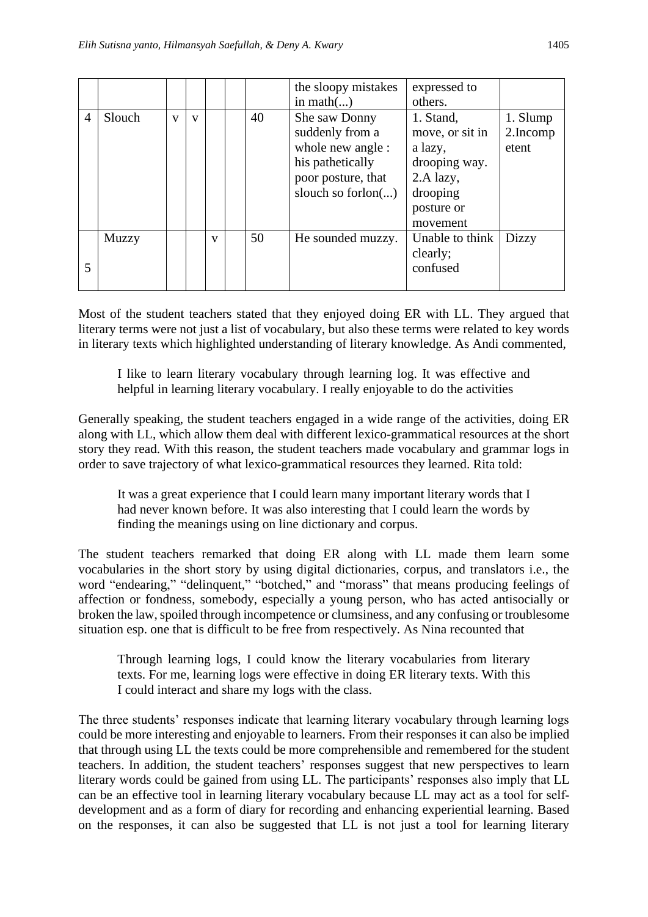|  |  |  |  |  |  |  | the sloopy mistakes in math(...) | expressed to others. |  |
|---|---|---|---|---|---|---|---|---|---|
| 4 | Slouch | v | v |  |  | 40 | She saw Donny suddenly from a whole new angle : his pathetically poor posture, that slouch so forlon(...) | 1. Stand, move, or sit in a lazy, drooping way. 2.A lazy, drooping posture or movement | 1. Slump 2.Incompetent |
| 5 | Muzzy |  |  | v |  | 50 | He sounded muzzy. | Unable to think clearly; confused | Dizzy |

Most of the student teachers stated that they enjoyed doing ER with LL. They argued that literary terms were not just a list of vocabulary, but also these terms were related to key words in literary texts which highlighted understanding of literary knowledge. As Andi commented,

> I like to learn literary vocabulary through learning log. It was effective and helpful in learning literary vocabulary. I really enjoyable to do the activities

Generally speaking, the student teachers engaged in a wide range of the activities, doing ER along with LL, which allow them deal with different lexico-grammatical resources at the short story they read. With this reason, the student teachers made vocabulary and grammar logs in order to save trajectory of what lexico-grammatical resources they learned. Rita told:

> It was a great experience that I could learn many important literary words that I had never known before. It was also interesting that I could learn the words by finding the meanings using on line dictionary and corpus.

The student teachers remarked that doing ER along with LL made them learn some vocabularies in the short story by using digital dictionaries, corpus, and translators i.e., the word "endearing," "delinquent," "botched," and "morass" that means producing feelings of affection or fondness, somebody, especially a young person, who has acted antisocially or broken the law, spoiled through incompetence or clumsiness, and any confusing or troublesome situation esp. one that is difficult to be free from respectively. As Nina recounted that

> Through learning logs, I could know the literary vocabularies from literary texts. For me, learning logs were effective in doing ER literary texts. With this I could interact and share my logs with the class.

The three students' responses indicate that learning literary vocabulary through learning logs could be more interesting and enjoyable to learners. From their responses it can also be implied that through using LL the texts could be more comprehensible and remembered for the student teachers. In addition, the student teachers' responses suggest that new perspectives to learn literary words could be gained from using LL. The participants' responses also imply that LL can be an effective tool in learning literary vocabulary because LL may act as a tool for self-development and as a form of diary for recording and enhancing experiential learning. Based on the responses, it can also be suggested that LL is not just a tool for learning literary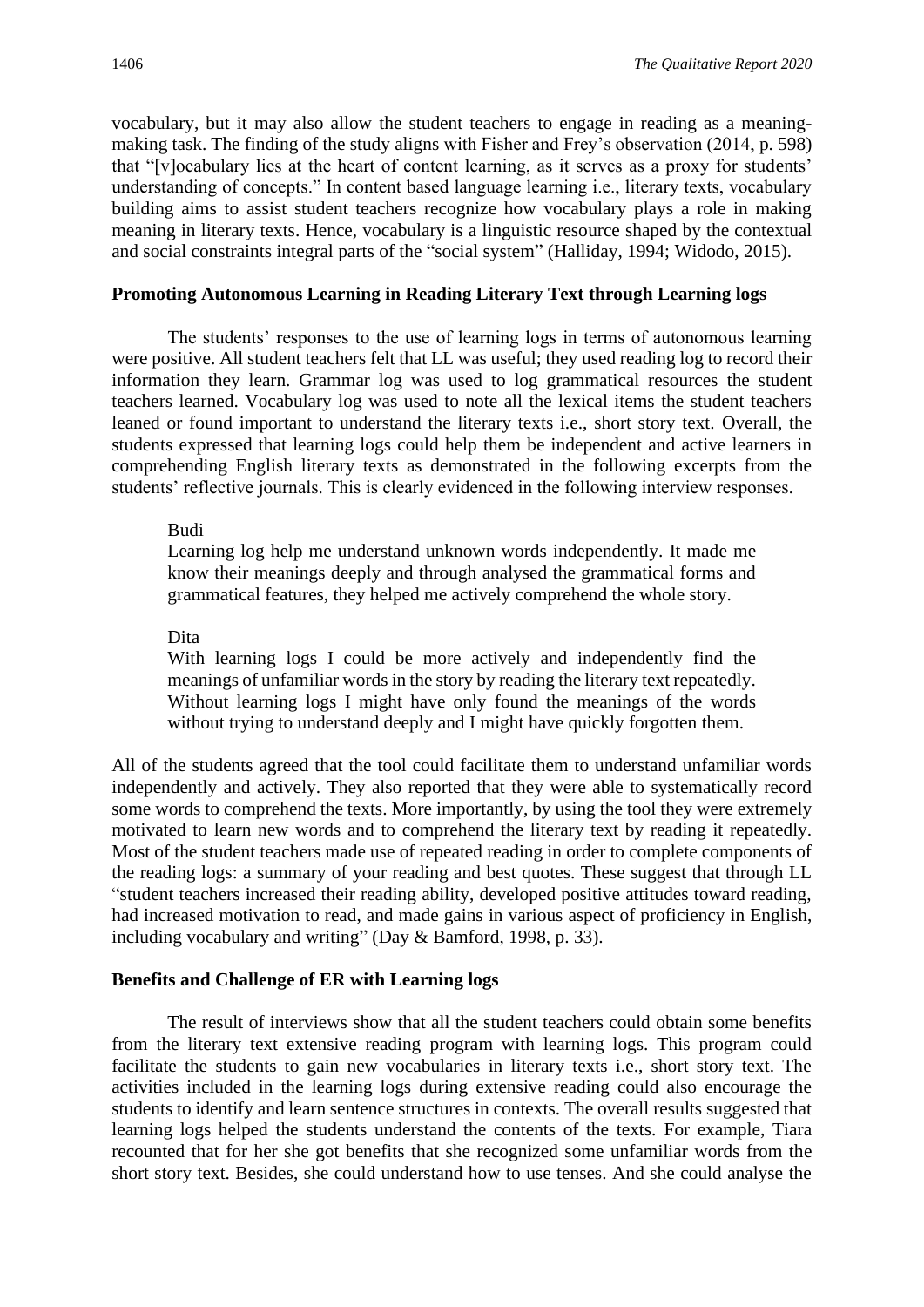vocabulary, but it may also allow the student teachers to engage in reading as a meaning-making task. The finding of the study aligns with Fisher and Frey's observation (2014, p. 598) that "[v]ocabulary lies at the heart of content learning, as it serves as a proxy for students' understanding of concepts." In content based language learning i.e., literary texts, vocabulary building aims to assist student teachers recognize how vocabulary plays a role in making meaning in literary texts. Hence, vocabulary is a linguistic resource shaped by the contextual and social constraints integral parts of the "social system" (Halliday, 1994; Widodo, 2015).

### Promoting Autonomous Learning in Reading Literary Text through Learning logs

The students' responses to the use of learning logs in terms of autonomous learning were positive. All student teachers felt that LL was useful; they used reading log to record their information they learn. Grammar log was used to log grammatical resources the student teachers learned. Vocabulary log was used to note all the lexical items the student teachers leaned or found important to understand the literary texts i.e., short story text. Overall, the students expressed that learning logs could help them be independent and active learners in comprehending English literary texts as demonstrated in the following excerpts from the students' reflective journals. This is clearly evidenced in the following interview responses.

> Budi
> Learning log help me understand unknown words independently. It made me know their meanings deeply and through analysed the grammatical forms and grammatical features, they helped me actively comprehend the whole story.
>
> Dita
> With learning logs I could be more actively and independently find the meanings of unfamiliar words in the story by reading the literary text repeatedly. Without learning logs I might have only found the meanings of the words without trying to understand deeply and I might have quickly forgotten them.

All of the students agreed that the tool could facilitate them to understand unfamiliar words independently and actively. They also reported that they were able to systematically record some words to comprehend the texts. More importantly, by using the tool they were extremely motivated to learn new words and to comprehend the literary text by reading it repeatedly. Most of the student teachers made use of repeated reading in order to complete components of the reading logs: a summary of your reading and best quotes. These suggest that through LL "student teachers increased their reading ability, developed positive attitudes toward reading, had increased motivation to read, and made gains in various aspect of proficiency in English, including vocabulary and writing" (Day & Bamford, 1998, p. 33).

### Benefits and Challenge of ER with Learning logs

The result of interviews show that all the student teachers could obtain some benefits from the literary text extensive reading program with learning logs. This program could facilitate the students to gain new vocabularies in literary texts i.e., short story text. The activities included in the learning logs during extensive reading could also encourage the students to identify and learn sentence structures in contexts. The overall results suggested that learning logs helped the students understand the contents of the texts. For example, Tiara recounted that for her she got benefits that she recognized some unfamiliar words from the short story text. Besides, she could understand how to use tenses. And she could analyse the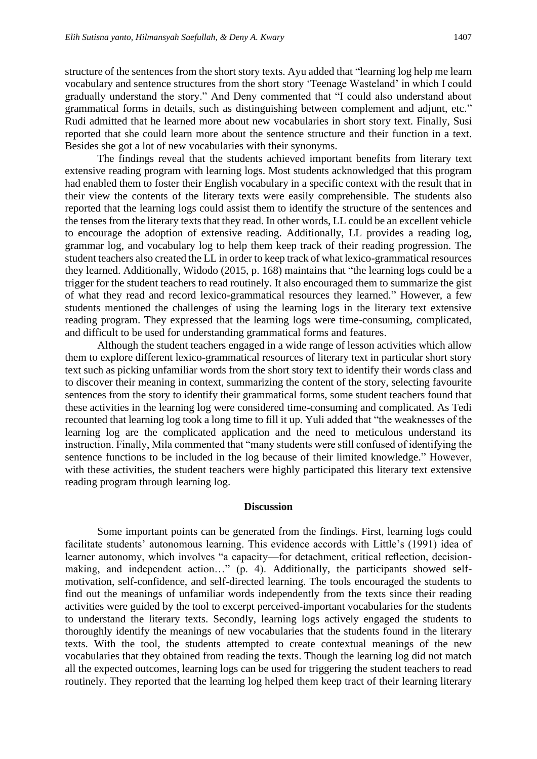structure of the sentences from the short story texts. Ayu added that "learning log help me learn vocabulary and sentence structures from the short story 'Teenage Wasteland' in which I could gradually understand the story." And Deny commented that "I could also understand about grammatical forms in details, such as distinguishing between complement and adjunt, etc." Rudi admitted that he learned more about new vocabularies in short story text. Finally, Susi reported that she could learn more about the sentence structure and their function in a text. Besides she got a lot of new vocabularies with their synonyms.

The findings reveal that the students achieved important benefits from literary text extensive reading program with learning logs. Most students acknowledged that this program had enabled them to foster their English vocabulary in a specific context with the result that in their view the contents of the literary texts were easily comprehensible. The students also reported that the learning logs could assist them to identify the structure of the sentences and the tenses from the literary texts that they read. In other words, LL could be an excellent vehicle to encourage the adoption of extensive reading. Additionally, LL provides a reading log, grammar log, and vocabulary log to help them keep track of their reading progression. The student teachers also created the LL in order to keep track of what lexico-grammatical resources they learned. Additionally, Widodo (2015, p. 168) maintains that "the learning logs could be a trigger for the student teachers to read routinely. It also encouraged them to summarize the gist of what they read and record lexico-grammatical resources they learned." However, a few students mentioned the challenges of using the learning logs in the literary text extensive reading program. They expressed that the learning logs were time-consuming, complicated, and difficult to be used for understanding grammatical forms and features.

Although the student teachers engaged in a wide range of lesson activities which allow them to explore different lexico-grammatical resources of literary text in particular short story text such as picking unfamiliar words from the short story text to identify their words class and to discover their meaning in context, summarizing the content of the story, selecting favourite sentences from the story to identify their grammatical forms, some student teachers found that these activities in the learning log were considered time-consuming and complicated. As Tedi recounted that learning log took a long time to fill it up. Yuli added that "the weaknesses of the learning log are the complicated application and the need to meticulous understand its instruction. Finally, Mila commented that "many students were still confused of identifying the sentence functions to be included in the log because of their limited knowledge." However, with these activities, the student teachers were highly participated this literary text extensive reading program through learning log.

## Discussion

Some important points can be generated from the findings. First, learning logs could facilitate students' autonomous learning. This evidence accords with Little's (1991) idea of learner autonomy, which involves "a capacity—for detachment, critical reflection, decision-making, and independent action…" (p. 4). Additionally, the participants showed self-motivation, self-confidence, and self-directed learning. The tools encouraged the students to find out the meanings of unfamiliar words independently from the texts since their reading activities were guided by the tool to excerpt perceived-important vocabularies for the students to understand the literary texts. Secondly, learning logs actively engaged the students to thoroughly identify the meanings of new vocabularies that the students found in the literary texts. With the tool, the students attempted to create contextual meanings of the new vocabularies that they obtained from reading the texts. Though the learning log did not match all the expected outcomes, learning logs can be used for triggering the student teachers to read routinely. They reported that the learning log helped them keep tract of their learning literary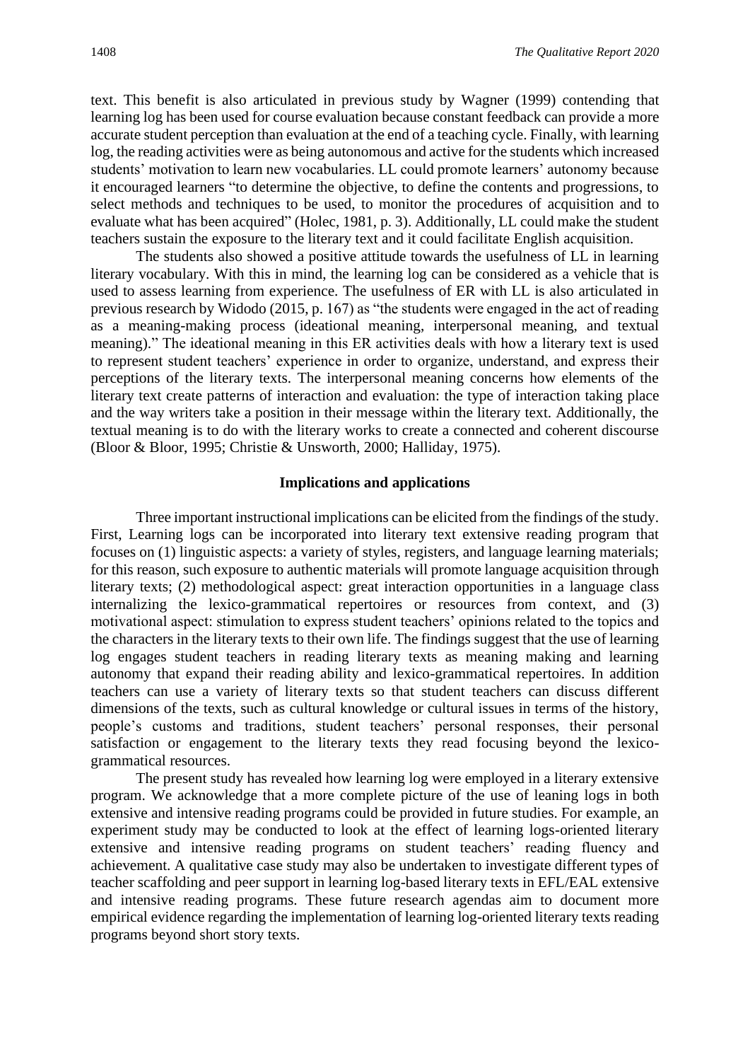text. This benefit is also articulated in previous study by Wagner (1999) contending that learning log has been used for course evaluation because constant feedback can provide a more accurate student perception than evaluation at the end of a teaching cycle. Finally, with learning log, the reading activities were as being autonomous and active for the students which increased students' motivation to learn new vocabularies. LL could promote learners' autonomy because it encouraged learners "to determine the objective, to define the contents and progressions, to select methods and techniques to be used, to monitor the procedures of acquisition and to evaluate what has been acquired" (Holec, 1981, p. 3). Additionally, LL could make the student teachers sustain the exposure to the literary text and it could facilitate English acquisition.

The students also showed a positive attitude towards the usefulness of LL in learning literary vocabulary. With this in mind, the learning log can be considered as a vehicle that is used to assess learning from experience. The usefulness of ER with LL is also articulated in previous research by Widodo (2015, p. 167) as "the students were engaged in the act of reading as a meaning-making process (ideational meaning, interpersonal meaning, and textual meaning)." The ideational meaning in this ER activities deals with how a literary text is used to represent student teachers' experience in order to organize, understand, and express their perceptions of the literary texts. The interpersonal meaning concerns how elements of the literary text create patterns of interaction and evaluation: the type of interaction taking place and the way writers take a position in their message within the literary text. Additionally, the textual meaning is to do with the literary works to create a connected and coherent discourse (Bloor & Bloor, 1995; Christie & Unsworth, 2000; Halliday, 1975).

## Implications and applications

Three important instructional implications can be elicited from the findings of the study. First, Learning logs can be incorporated into literary text extensive reading program that focuses on (1) linguistic aspects: a variety of styles, registers, and language learning materials; for this reason, such exposure to authentic materials will promote language acquisition through literary texts; (2) methodological aspect: great interaction opportunities in a language class internalizing the lexico-grammatical repertoires or resources from context, and (3) motivational aspect: stimulation to express student teachers' opinions related to the topics and the characters in the literary texts to their own life. The findings suggest that the use of learning log engages student teachers in reading literary texts as meaning making and learning autonomy that expand their reading ability and lexico-grammatical repertoires. In addition teachers can use a variety of literary texts so that student teachers can discuss different dimensions of the texts, such as cultural knowledge or cultural issues in terms of the history, people's customs and traditions, student teachers' personal responses, their personal satisfaction or engagement to the literary texts they read focusing beyond the lexico-grammatical resources.

The present study has revealed how learning log were employed in a literary extensive program. We acknowledge that a more complete picture of the use of leaning logs in both extensive and intensive reading programs could be provided in future studies. For example, an experiment study may be conducted to look at the effect of learning logs-oriented literary extensive and intensive reading programs on student teachers' reading fluency and achievement. A qualitative case study may also be undertaken to investigate different types of teacher scaffolding and peer support in learning log-based literary texts in EFL/EAL extensive and intensive reading programs. These future research agendas aim to document more empirical evidence regarding the implementation of learning log-oriented literary texts reading programs beyond short story texts.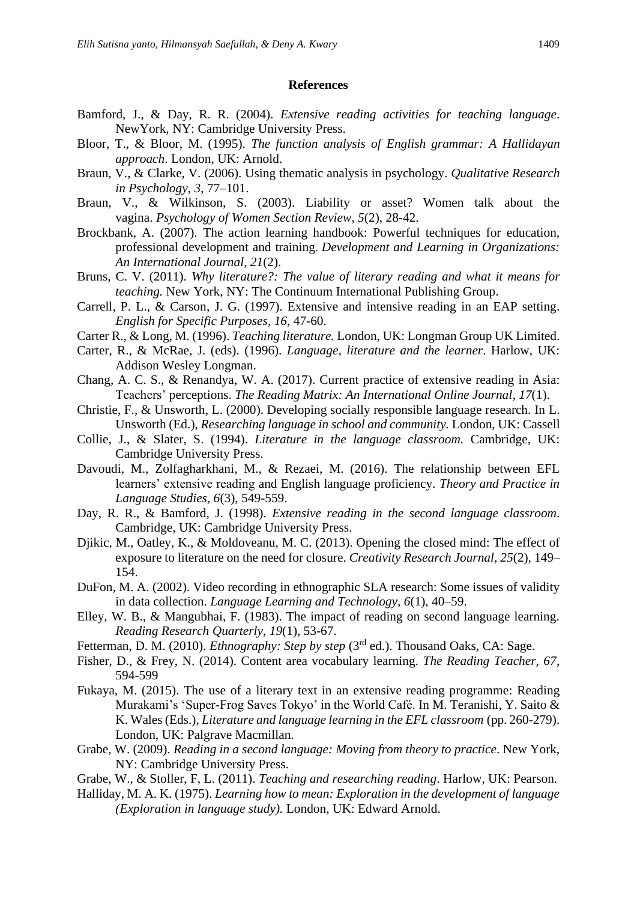## References

Bamford, J., & Day, R. R. (2004). *Extensive reading activities for teaching language*. NewYork, NY: Cambridge University Press.

Bloor, T., & Bloor, M. (1995). *The function analysis of English grammar: A Hallidayan approach*. London, UK: Arnold.

Braun, V., & Clarke, V. (2006). Using thematic analysis in psychology. *Qualitative Research in Psychology*, *3*, 77–101.

Braun, V., & Wilkinson, S. (2003). Liability or asset? Women talk about the vagina. *Psychology of Women Section Review*, *5*(2), 28-42.

Brockbank, A. (2007). The action learning handbook: Powerful techniques for education, professional development and training. *Development and Learning in Organizations: An International Journal*, *21*(2).

Bruns, C. V. (2011). *Why literature?: The value of literary reading and what it means for teaching.* New York, NY: The Continuum International Publishing Group.

Carrell, P. L., & Carson, J. G. (1997). Extensive and intensive reading in an EAP setting. *English for Specific Purposes*, *16*, 47-60.

Carter R., & Long, M. (1996). *Teaching literature.* London, UK: Longman Group UK Limited.

Carter, R., & McRae, J. (eds). (1996). *Language, literature and the learner*. Harlow, UK: Addison Wesley Longman.

Chang, A. C. S., & Renandya, W. A. (2017). Current practice of extensive reading in Asia: Teachers' perceptions. *The Reading Matrix: An International Online Journal*, *17*(1).

Christie, F., & Unsworth, L. (2000). Developing socially responsible language research. In L. Unsworth (Ed.), *Researching language in school and community.* London, UK: Cassell

Collie, J., & Slater, S. (1994). *Literature in the language classroom.* Cambridge, UK: Cambridge University Press.

Davoudi, M., Zolfagharkhani, M., & Rezaei, M. (2016). The relationship between EFL learners' extensive reading and English language proficiency. *Theory and Practice in Language Studies, 6*(3), 549-559.

Day, R. R., & Bamford, J. (1998). *Extensive reading in the second language classroom*. Cambridge, UK: Cambridge University Press.

Djikic, M., Oatley, K., & Moldoveanu, M. C. (2013). Opening the closed mind: The effect of exposure to literature on the need for closure. *Creativity Research Journal, 25*(2), 149–154.

DuFon, M. A. (2002). Video recording in ethnographic SLA research: Some issues of validity in data collection. *Language Learning and Technology, 6*(1), 40–59.

Elley, W. B., & Mangubhai, F. (1983). The impact of reading on second language learning. *Reading Research Quarterly*, *19*(1), 53-67.

Fetterman, D. M. (2010). *Ethnography: Step by step* (3rd ed.). Thousand Oaks, CA: Sage.

Fisher, D., & Frey, N. (2014). Content area vocabulary learning. *The Reading Teacher, 67*, 594-599

Fukaya, M. (2015). The use of a literary text in an extensive reading programme: Reading Murakami's 'Super-Frog Saves Tokyo' in the World Café. In M. Teranishi, Y. Saito & K. Wales (Eds.), *Literature and language learning in the EFL classroom* (pp. 260-279). London, UK: Palgrave Macmillan.

Grabe, W. (2009). *Reading in a second language: Moving from theory to practice*. New York, NY: Cambridge University Press.

Grabe, W., & Stoller, F, L. (2011). *Teaching and researching reading*. Harlow, UK: Pearson.

Halliday, M. A. K. (1975). *Learning how to mean: Exploration in the development of language (Exploration in language study).* London, UK: Edward Arnold.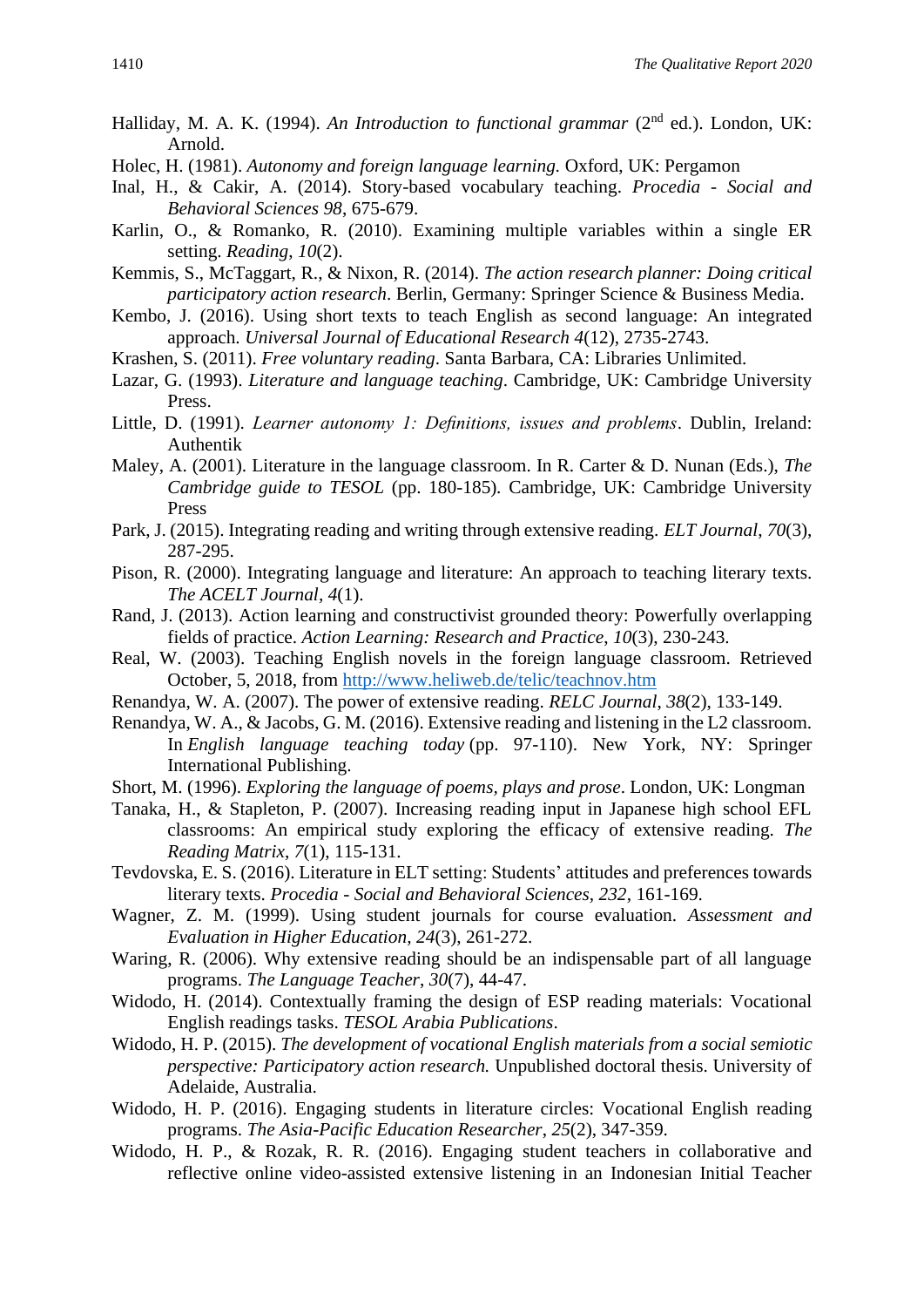Halliday, M. A. K. (1994). *An Introduction to functional grammar* (2nd ed.). London, UK: Arnold.

Holec, H. (1981). *Autonomy and foreign language learning.* Oxford, UK: Pergamon

Inal, H., & Cakir, A. (2014). Story-based vocabulary teaching. *Procedia - Social and Behavioral Sciences 98*, 675-679.

Karlin, O., & Romanko, R. (2010). Examining multiple variables within a single ER setting. *Reading*, *10*(2).

Kemmis, S., McTaggart, R., & Nixon, R. (2014). *The action research planner: Doing critical participatory action research*. Berlin, Germany: Springer Science & Business Media.

Kembo, J. (2016). Using short texts to teach English as second language: An integrated approach. *Universal Journal of Educational Research 4*(12), 2735-2743.

Krashen, S. (2011). *Free voluntary reading*. Santa Barbara, CA: Libraries Unlimited.

Lazar, G. (1993). *Literature and language teaching*. Cambridge, UK: Cambridge University Press.

Little, D. (1991). *Learner autonomy 1: Definitions, issues and problems*. Dublin, Ireland: Authentik

Maley, A. (2001). Literature in the language classroom. In R. Carter & D. Nunan (Eds.), *The Cambridge guide to TESOL* (pp. 180-185). Cambridge, UK: Cambridge University Press

Park, J. (2015). Integrating reading and writing through extensive reading. *ELT Journal*, *70*(3), 287-295.

Pison, R. (2000). Integrating language and literature: An approach to teaching literary texts. *The ACELT Journal*, *4*(1).

Rand, J. (2013). Action learning and constructivist grounded theory: Powerfully overlapping fields of practice. *Action Learning: Research and Practice*, *10*(3), 230-243.

Real, W. (2003). Teaching English novels in the foreign language classroom. Retrieved October, 5, 2018, from http://www.heliweb.de/telic/teachnov.htm

Renandya, W. A. (2007). The power of extensive reading. *RELC Journal*, *38*(2), 133-149.

Renandya, W. A., & Jacobs, G. M. (2016). Extensive reading and listening in the L2 classroom. In *English language teaching today* (pp. 97-110). New York, NY: Springer International Publishing.

Short, M. (1996). *Exploring the language of poems, plays and prose*. London, UK: Longman

Tanaka, H., & Stapleton, P. (2007). Increasing reading input in Japanese high school EFL classrooms: An empirical study exploring the efficacy of extensive reading. *The Reading Matrix*, *7*(1), 115-131.

Tevdovska, E. S. (2016). Literature in ELT setting: Students' attitudes and preferences towards literary texts. *Procedia - Social and Behavioral Sciences*, *232*, 161-169.

Wagner, Z. M. (1999). Using student journals for course evaluation. *Assessment and Evaluation in Higher Education, 24*(3), 261-272.

Waring, R. (2006). Why extensive reading should be an indispensable part of all language programs. *The Language Teacher*, *30*(7), 44-47.

Widodo, H. (2014). Contextually framing the design of ESP reading materials: Vocational English readings tasks. *TESOL Arabia Publications*.

Widodo, H. P. (2015). *The development of vocational English materials from a social semiotic perspective: Participatory action research.* Unpublished doctoral thesis. University of Adelaide, Australia.

Widodo, H. P. (2016). Engaging students in literature circles: Vocational English reading programs. *The Asia-Pacific Education Researcher*, *25*(2), 347-359.

Widodo, H. P., & Rozak, R. R. (2016). Engaging student teachers in collaborative and reflective online video-assisted extensive listening in an Indonesian Initial Teacher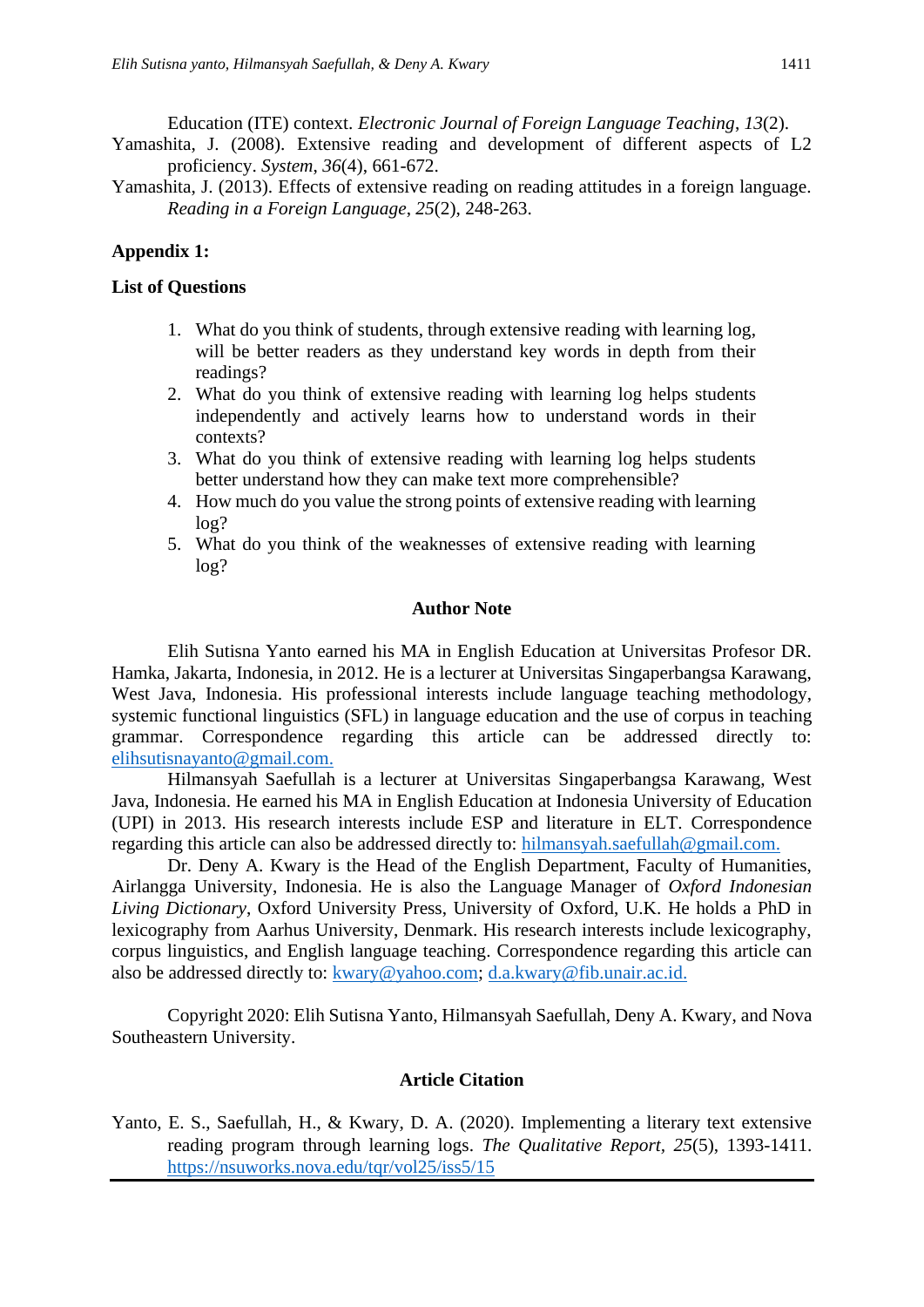Education (ITE) context. *Electronic Journal of Foreign Language Teaching*, *13*(2).

Yamashita, J. (2008). Extensive reading and development of different aspects of L2 proficiency. *System*, *36*(4), 661-672.

Yamashita, J. (2013). Effects of extensive reading on reading attitudes in a foreign language. *Reading in a Foreign Language*, *25*(2), 248-263.

**Appendix 1:**

**List of Questions**

1. What do you think of students, through extensive reading with learning log, will be better readers as they understand key words in depth from their readings?
2. What do you think of extensive reading with learning log helps students independently and actively learns how to understand words in their contexts?
3. What do you think of extensive reading with learning log helps students better understand how they can make text more comprehensible?
4. How much do you value the strong points of extensive reading with learning log?
5. What do you think of the weaknesses of extensive reading with learning log?

## Author Note

Elih Sutisna Yanto earned his MA in English Education at Universitas Profesor DR. Hamka, Jakarta, Indonesia, in 2012. He is a lecturer at Universitas Singaperbangsa Karawang, West Java, Indonesia. His professional interests include language teaching methodology, systemic functional linguistics (SFL) in language education and the use of corpus in teaching grammar. Correspondence regarding this article can be addressed directly to: elihsutisnayanto@gmail.com.

Hilmansyah Saefullah is a lecturer at Universitas Singaperbangsa Karawang, West Java, Indonesia. He earned his MA in English Education at Indonesia University of Education (UPI) in 2013. His research interests include ESP and literature in ELT. Correspondence regarding this article can also be addressed directly to: hilmansyah.saefullah@gmail.com.

Dr. Deny A. Kwary is the Head of the English Department, Faculty of Humanities, Airlangga University, Indonesia. He is also the Language Manager of *Oxford Indonesian Living Dictionary*, Oxford University Press, University of Oxford, U.K. He holds a PhD in lexicography from Aarhus University, Denmark. His research interests include lexicography, corpus linguistics, and English language teaching. Correspondence regarding this article can also be addressed directly to: kwary@yahoo.com; d.a.kwary@fib.unair.ac.id.

Copyright 2020: Elih Sutisna Yanto, Hilmansyah Saefullah, Deny A. Kwary, and Nova Southeastern University.

## Article Citation

Yanto, E. S., Saefullah, H., & Kwary, D. A. (2020). Implementing a literary text extensive reading program through learning logs. *The Qualitative Report, 25*(5), 1393-1411. https://nsuworks.nova.edu/tqr/vol25/iss5/15